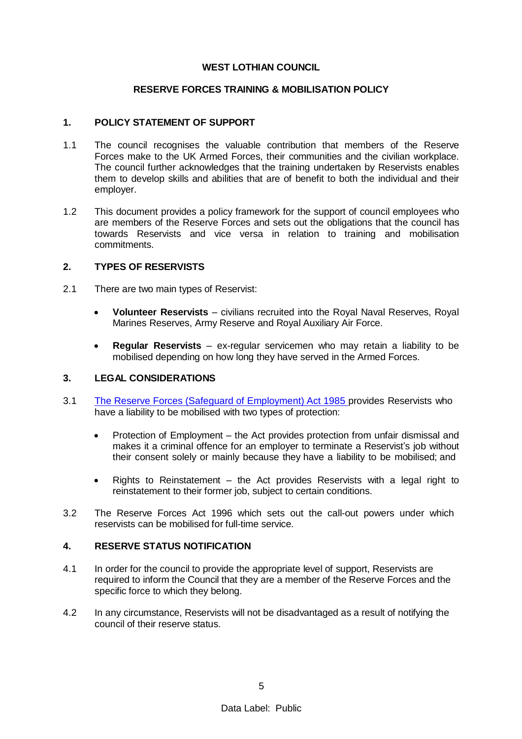# WEST LOTHIAN COUNCIL

## RESERVE FORCES TRAINING & MOBILISATION POLICY

### 1. POLICY STATEMENT OF SUPPORT

1.1 The council recognises the valuable contribution that members of the Reserve Forces make to the UK Armed Forces, their communities and the civilian workplace. The council further acknowledges that the training undertaken by Reservists enables them to develop skills and abilities that are of benefit to both the individual and their employer.

1.2 This document provides a policy framework for the support of council employees who are members of the Reserve Forces and sets out the obligations that the council has towards Reservists and vice versa in relation to training and mobilisation commitments.

### 2. TYPES OF RESERVISTS

2.1 There are two main types of Reservist:

- **Volunteer Reservists** – civilians recruited into the Royal Naval Reserves, Royal Marines Reserves, Army Reserve and Royal Auxiliary Air Force.
- **Regular Reservists** – ex-regular servicemen who may retain a liability to be mobilised depending on how long they have served in the Armed Forces.

### 3. LEGAL CONSIDERATIONS

3.1 The Reserve Forces (Safeguard of Employment) Act 1985 provides Reservists who have a liability to be mobilised with two types of protection:

- Protection of Employment – the Act provides protection from unfair dismissal and makes it a criminal offence for an employer to terminate a Reservist's job without their consent solely or mainly because they have a liability to be mobilised; and
- Rights to Reinstatement – the Act provides Reservists with a legal right to reinstatement to their former job, subject to certain conditions.

3.2 The Reserve Forces Act 1996 which sets out the call-out powers under which reservists can be mobilised for full-time service.

### 4. RESERVE STATUS NOTIFICATION

4.1 In order for the council to provide the appropriate level of support, Reservists are required to inform the Council that they are a member of the Reserve Forces and the specific force to which they belong.

4.2 In any circumstance, Reservists will not be disadvantaged as a result of notifying the council of their reserve status.

Data Label: Public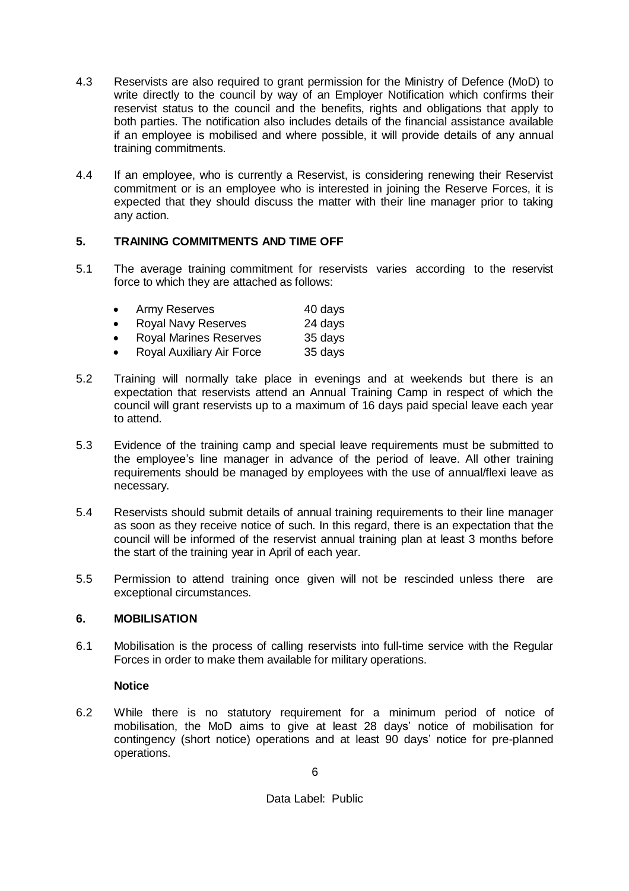4.3 Reservists are also required to grant permission for the Ministry of Defence (MoD) to write directly to the council by way of an Employer Notification which confirms their reservist status to the council and the benefits, rights and obligations that apply to both parties. The notification also includes details of the financial assistance available if an employee is mobilised and where possible, it will provide details of any annual training commitments.

4.4 If an employee, who is currently a Reservist, is considering renewing their Reservist commitment or is an employee who is interested in joining the Reserve Forces, it is expected that they should discuss the matter with their line manager prior to taking any action.

## 5. TRAINING COMMITMENTS AND TIME OFF

5.1 The average training commitment for reservists varies according to the reservist force to which they are attached as follows:

- Army Reserves 40 days
- Royal Navy Reserves 24 days
- Royal Marines Reserves 35 days
- Royal Auxiliary Air Force 35 days

5.2 Training will normally take place in evenings and at weekends but there is an expectation that reservists attend an Annual Training Camp in respect of which the council will grant reservists up to a maximum of 16 days paid special leave each year to attend.

5.3 Evidence of the training camp and special leave requirements must be submitted to the employee's line manager in advance of the period of leave. All other training requirements should be managed by employees with the use of annual/flexi leave as necessary.

5.4 Reservists should submit details of annual training requirements to their line manager as soon as they receive notice of such. In this regard, there is an expectation that the council will be informed of the reservist annual training plan at least 3 months before the start of the training year in April of each year.

5.5 Permission to attend training once given will not be rescinded unless there are exceptional circumstances.

## 6. MOBILISATION

6.1 Mobilisation is the process of calling reservists into full-time service with the Regular Forces in order to make them available for military operations.

**Notice**

6.2 While there is no statutory requirement for a minimum period of notice of mobilisation, the MoD aims to give at least 28 days' notice of mobilisation for contingency (short notice) operations and at least 90 days' notice for pre-planned operations.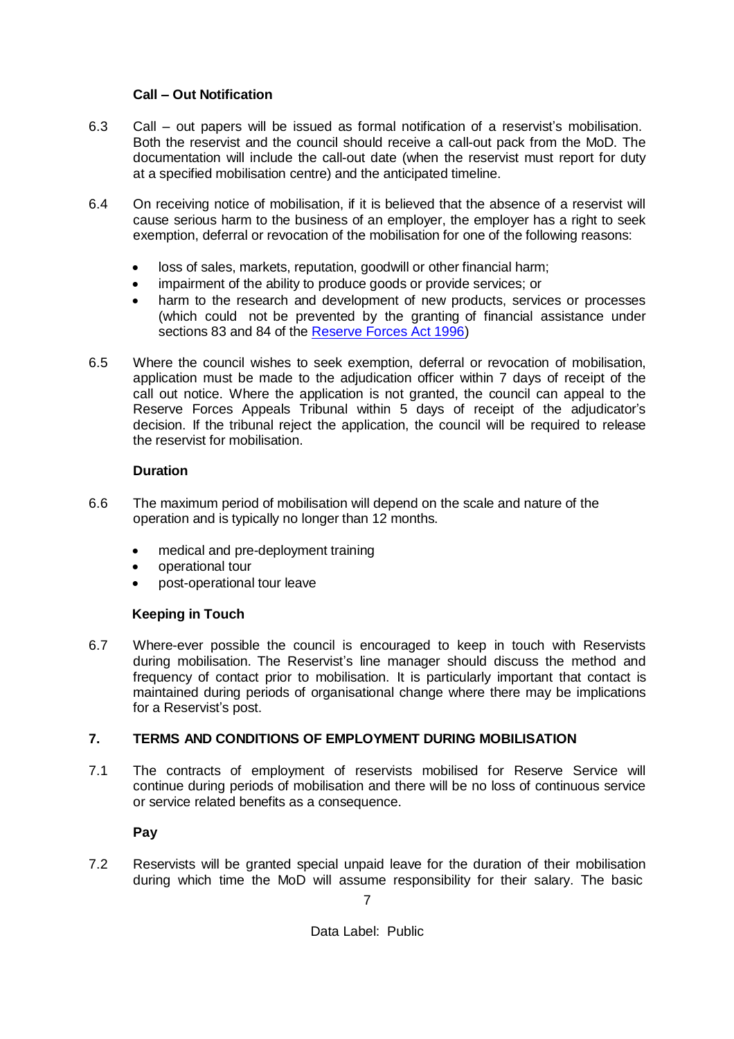**Call – Out Notification**

6.3 Call – out papers will be issued as formal notification of a reservist's mobilisation. Both the reservist and the council should receive a call-out pack from the MoD. The documentation will include the call-out date (when the reservist must report for duty at a specified mobilisation centre) and the anticipated timeline.

6.4 On receiving notice of mobilisation, if it is believed that the absence of a reservist will cause serious harm to the business of an employer, the employer has a right to seek exemption, deferral or revocation of the mobilisation for one of the following reasons:

- loss of sales, markets, reputation, goodwill or other financial harm;
- impairment of the ability to produce goods or provide services; or
- harm to the research and development of new products, services or processes (which could not be prevented by the granting of financial assistance under sections 83 and 84 of the [Reserve Forces Act 1996](#))

6.5 Where the council wishes to seek exemption, deferral or revocation of mobilisation, application must be made to the adjudication officer within 7 days of receipt of the call out notice. Where the application is not granted, the council can appeal to the Reserve Forces Appeals Tribunal within 5 days of receipt of the adjudicator's decision. If the tribunal reject the application, the council will be required to release the reservist for mobilisation.

**Duration**

6.6 The maximum period of mobilisation will depend on the scale and nature of the operation and is typically no longer than 12 months.

- medical and pre-deployment training
- operational tour
- post-operational tour leave

**Keeping in Touch**

6.7 Where-ever possible the council is encouraged to keep in touch with Reservists during mobilisation. The Reservist's line manager should discuss the method and frequency of contact prior to mobilisation. It is particularly important that contact is maintained during periods of organisational change where there may be implications for a Reservist's post.

## 7. TERMS AND CONDITIONS OF EMPLOYMENT DURING MOBILISATION

7.1 The contracts of employment of reservists mobilised for Reserve Service will continue during periods of mobilisation and there will be no loss of continuous service or service related benefits as a consequence.

**Pay**

7.2 Reservists will be granted special unpaid leave for the duration of their mobilisation during which time the MoD will assume responsibility for their salary. The basic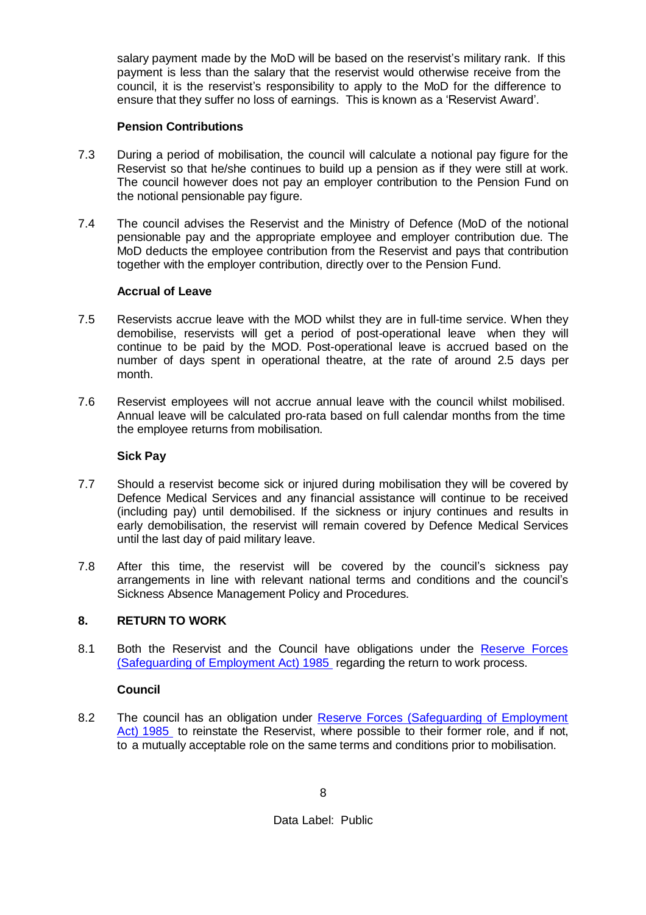salary payment made by the MoD will be based on the reservist's military rank. If this payment is less than the salary that the reservist would otherwise receive from the council, it is the reservist's responsibility to apply to the MoD for the difference to ensure that they suffer no loss of earnings. This is known as a 'Reservist Award'.

**Pension Contributions**

7.3 During a period of mobilisation, the council will calculate a notional pay figure for the Reservist so that he/she continues to build up a pension as if they were still at work. The council however does not pay an employer contribution to the Pension Fund on the notional pensionable pay figure.

7.4 The council advises the Reservist and the Ministry of Defence (MoD of the notional pensionable pay and the appropriate employee and employer contribution due. The MoD deducts the employee contribution from the Reservist and pays that contribution together with the employer contribution, directly over to the Pension Fund.

**Accrual of Leave**

7.5 Reservists accrue leave with the MOD whilst they are in full-time service. When they demobilise, reservists will get a period of post-operational leave when they will continue to be paid by the MOD. Post-operational leave is accrued based on the number of days spent in operational theatre, at the rate of around 2.5 days per month.

7.6 Reservist employees will not accrue annual leave with the council whilst mobilised. Annual leave will be calculated pro-rata based on full calendar months from the time the employee returns from mobilisation.

**Sick Pay**

7.7 Should a reservist become sick or injured during mobilisation they will be covered by Defence Medical Services and any financial assistance will continue to be received (including pay) until demobilised. If the sickness or injury continues and results in early demobilisation, the reservist will remain covered by Defence Medical Services until the last day of paid military leave.

7.8 After this time, the reservist will be covered by the council's sickness pay arrangements in line with relevant national terms and conditions and the council's Sickness Absence Management Policy and Procedures.

## 8. RETURN TO WORK

8.1 Both the Reservist and the Council have obligations under the Reserve Forces (Safeguarding of Employment Act) 1985 regarding the return to work process.

**Council**

8.2 The council has an obligation under Reserve Forces (Safeguarding of Employment Act) 1985 to reinstate the Reservist, where possible to their former role, and if not, to a mutually acceptable role on the same terms and conditions prior to mobilisation.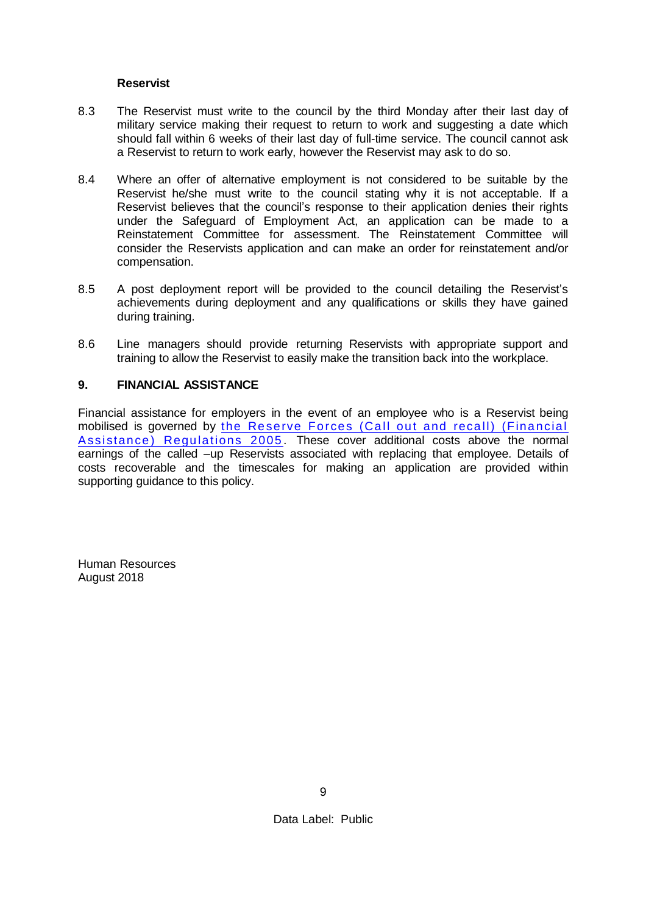**Reservist**

8.3 The Reservist must write to the council by the third Monday after their last day of military service making their request to return to work and suggesting a date which should fall within 6 weeks of their last day of full-time service. The council cannot ask a Reservist to return to work early, however the Reservist may ask to do so.

8.4 Where an offer of alternative employment is not considered to be suitable by the Reservist he/she must write to the council stating why it is not acceptable. If a Reservist believes that the council's response to their application denies their rights under the Safeguard of Employment Act, an application can be made to a Reinstatement Committee for assessment. The Reinstatement Committee will consider the Reservists application and can make an order for reinstatement and/or compensation.

8.5 A post deployment report will be provided to the council detailing the Reservist's achievements during deployment and any qualifications or skills they have gained during training.

8.6 Line managers should provide returning Reservists with appropriate support and training to allow the Reservist to easily make the transition back into the workplace.

## 9. FINANCIAL ASSISTANCE

Financial assistance for employers in the event of an employee who is a Reservist being mobilised is governed by the Reserve Forces (Call out and recall) (Financial Assistance) Regulations 2005. These cover additional costs above the normal earnings of the called –up Reservists associated with replacing that employee. Details of costs recoverable and the timescales for making an application are provided within supporting guidance to this policy.

Human Resources
August 2018

Data Label: Public